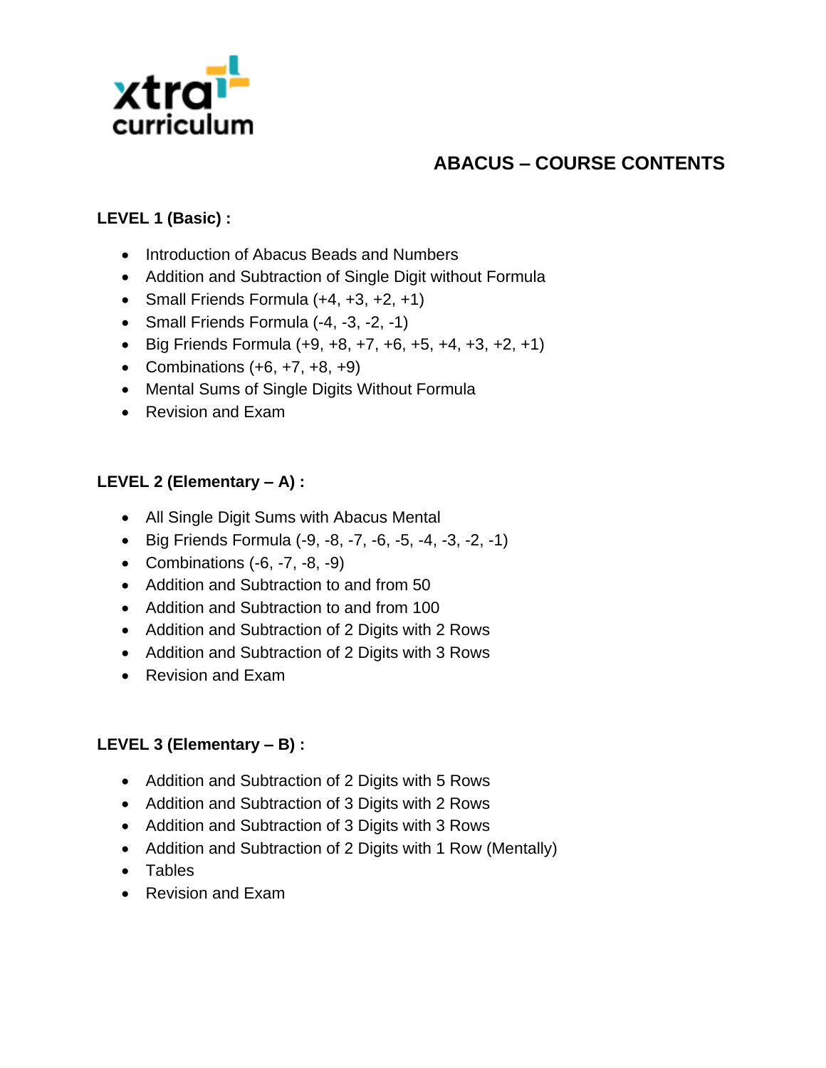xtra curriculum

# ABACUS – COURSE CONTENTS

**LEVEL 1 (Basic) :**

- Introduction of Abacus Beads and Numbers
- Addition and Subtraction of Single Digit without Formula
- Small Friends Formula (+4, +3, +2, +1)
- Small Friends Formula (-4, -3, -2, -1)
- Big Friends Formula (+9, +8, +7, +6, +5, +4, +3, +2, +1)
- Combinations (+6, +7, +8, +9)
- Mental Sums of Single Digits Without Formula
- Revision and Exam

**LEVEL 2 (Elementary – A) :**

- All Single Digit Sums with Abacus Mental
- Big Friends Formula (-9, -8, -7, -6, -5, -4, -3, -2, -1)
- Combinations (-6, -7, -8, -9)
- Addition and Subtraction to and from 50
- Addition and Subtraction to and from 100
- Addition and Subtraction of 2 Digits with 2 Rows
- Addition and Subtraction of 2 Digits with 3 Rows
- Revision and Exam

**LEVEL 3 (Elementary – B) :**

- Addition and Subtraction of 2 Digits with 5 Rows
- Addition and Subtraction of 3 Digits with 2 Rows
- Addition and Subtraction of 3 Digits with 3 Rows
- Addition and Subtraction of 2 Digits with 1 Row (Mentally)
- Tables
- Revision and Exam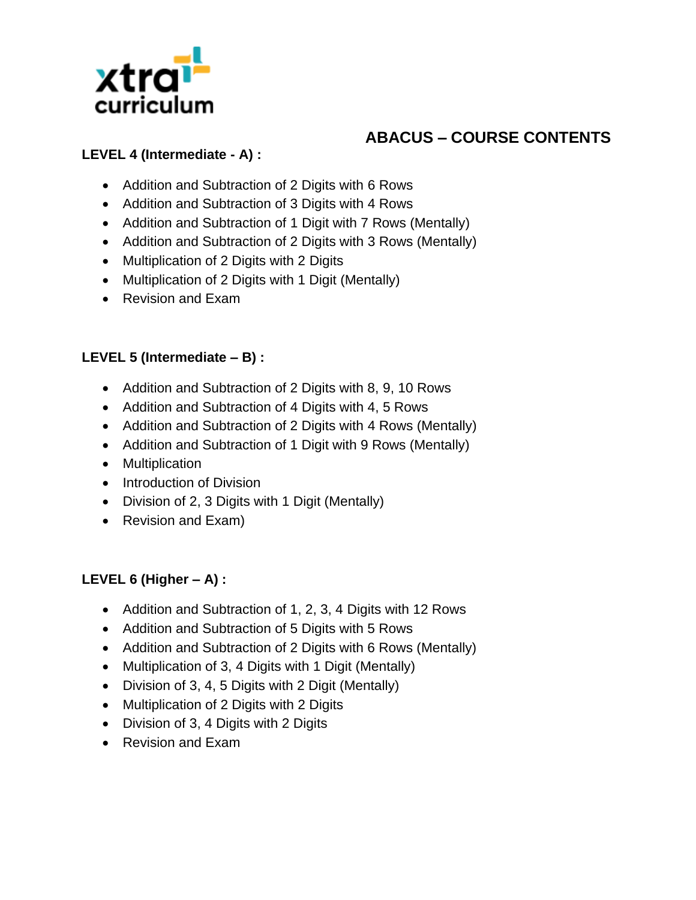# ABACUS – COURSE CONTENTS

**LEVEL 4 (Intermediate - A) :**

- Addition and Subtraction of 2 Digits with 6 Rows
- Addition and Subtraction of 3 Digits with 4 Rows
- Addition and Subtraction of 1 Digit with 7 Rows (Mentally)
- Addition and Subtraction of 2 Digits with 3 Rows (Mentally)
- Multiplication of 2 Digits with 2 Digits
- Multiplication of 2 Digits with 1 Digit (Mentally)
- Revision and Exam

**LEVEL 5 (Intermediate – B) :**

- Addition and Subtraction of 2 Digits with 8, 9, 10 Rows
- Addition and Subtraction of 4 Digits with 4, 5 Rows
- Addition and Subtraction of 2 Digits with 4 Rows (Mentally)
- Addition and Subtraction of 1 Digit with 9 Rows (Mentally)
- Multiplication
- Introduction of Division
- Division of 2, 3 Digits with 1 Digit (Mentally)
- Revision and Exam)

**LEVEL 6 (Higher – A) :**

- Addition and Subtraction of 1, 2, 3, 4 Digits with 12 Rows
- Addition and Subtraction of 5 Digits with 5 Rows
- Addition and Subtraction of 2 Digits with 6 Rows (Mentally)
- Multiplication of 3, 4 Digits with 1 Digit (Mentally)
- Division of 3, 4, 5 Digits with 2 Digit (Mentally)
- Multiplication of 2 Digits with 2 Digits
- Division of 3, 4 Digits with 2 Digits
- Revision and Exam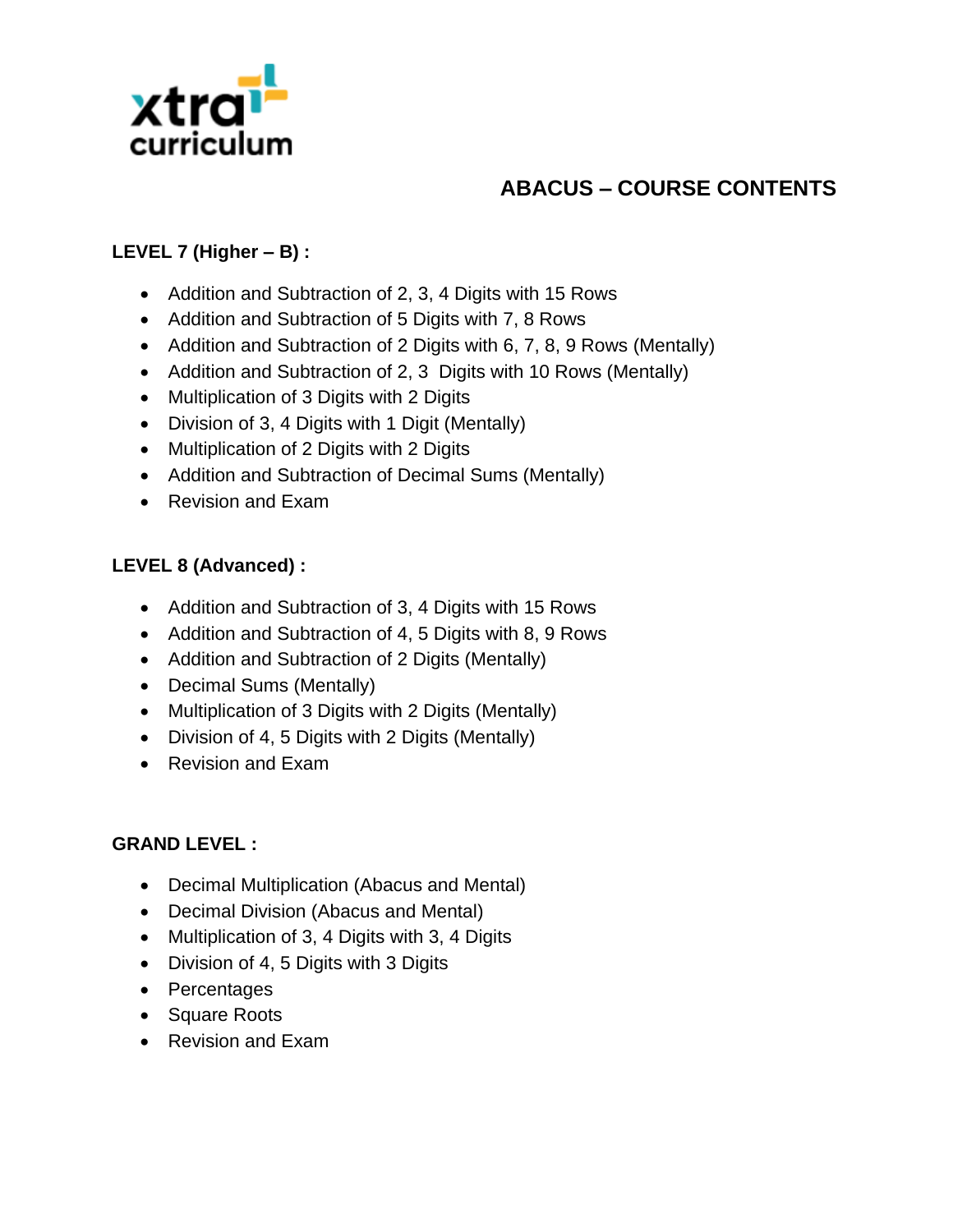xtra curriculum

# ABACUS – COURSE CONTENTS

**LEVEL 7 (Higher – B) :**

- Addition and Subtraction of 2, 3, 4 Digits with 15 Rows
- Addition and Subtraction of 5 Digits with 7, 8 Rows
- Addition and Subtraction of 2 Digits with 6, 7, 8, 9 Rows (Mentally)
- Addition and Subtraction of 2, 3 Digits with 10 Rows (Mentally)
- Multiplication of 3 Digits with 2 Digits
- Division of 3, 4 Digits with 1 Digit (Mentally)
- Multiplication of 2 Digits with 2 Digits
- Addition and Subtraction of Decimal Sums (Mentally)
- Revision and Exam

**LEVEL 8 (Advanced) :**

- Addition and Subtraction of 3, 4 Digits with 15 Rows
- Addition and Subtraction of 4, 5 Digits with 8, 9 Rows
- Addition and Subtraction of 2 Digits (Mentally)
- Decimal Sums (Mentally)
- Multiplication of 3 Digits with 2 Digits (Mentally)
- Division of 4, 5 Digits with 2 Digits (Mentally)
- Revision and Exam

**GRAND LEVEL :**

- Decimal Multiplication (Abacus and Mental)
- Decimal Division (Abacus and Mental)
- Multiplication of 3, 4 Digits with 3, 4 Digits
- Division of 4, 5 Digits with 3 Digits
- Percentages
- Square Roots
- Revision and Exam